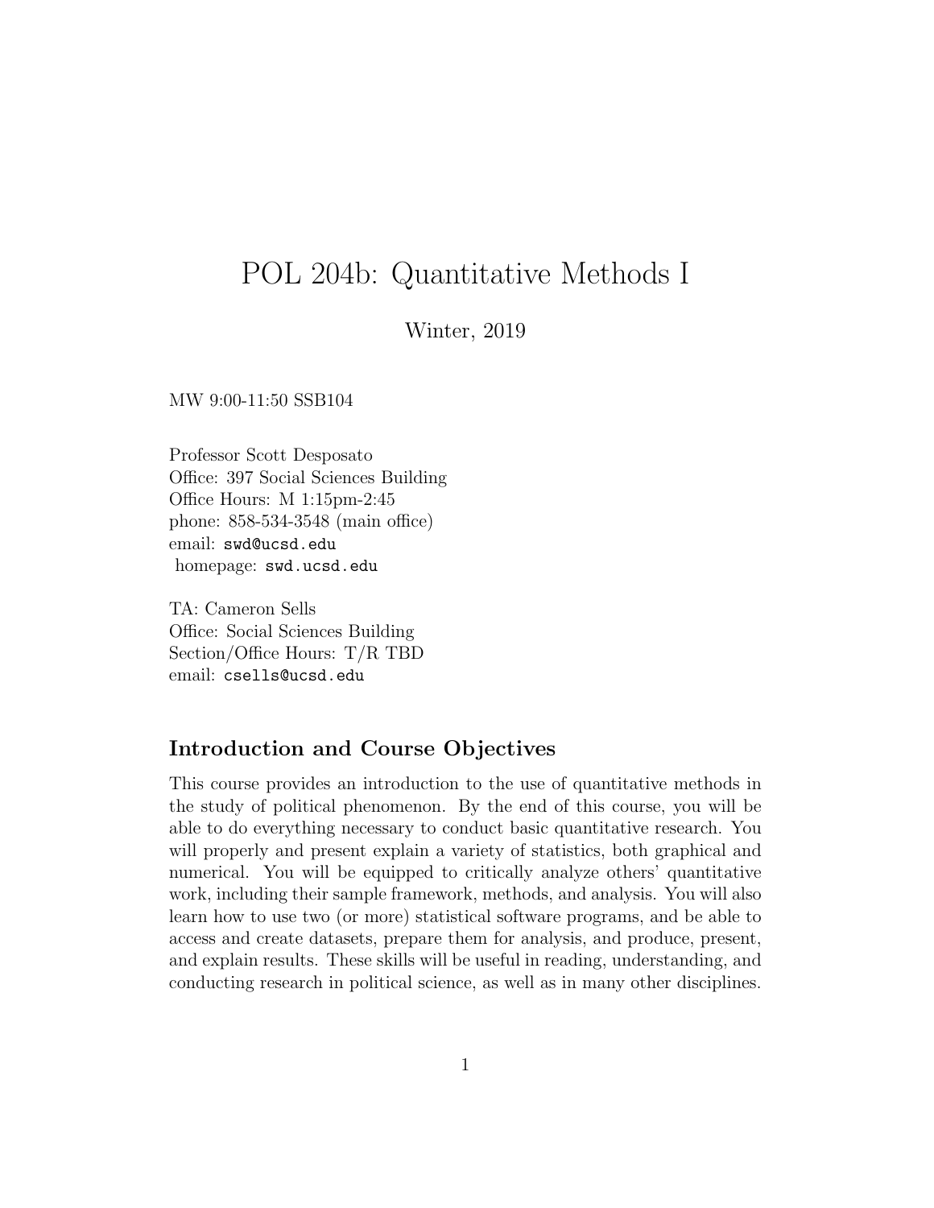# POL 204b: Quantitative Methods I

Winter, 2019

MW 9:00-11:50 SSB104

Professor Scott Desposato
Office: 397 Social Sciences Building
Office Hours: M 1:15pm-2:45
phone: 858-534-3548 (main office)
email: `swd@ucsd.edu`
homepage: `swd.ucsd.edu`

TA: Cameron Sells
Office: Social Sciences Building
Section/Office Hours: T/R TBD
email: `csells@ucsd.edu`

## Introduction and Course Objectives

This course provides an introduction to the use of quantitative methods in the study of political phenomenon. By the end of this course, you will be able to do everything necessary to conduct basic quantitative research. You will properly and present explain a variety of statistics, both graphical and numerical. You will be equipped to critically analyze others' quantitative work, including their sample framework, methods, and analysis. You will also learn how to use two (or more) statistical software programs, and be able to access and create datasets, prepare them for analysis, and produce, present, and explain results. These skills will be useful in reading, understanding, and conducting research in political science, as well as in many other disciplines.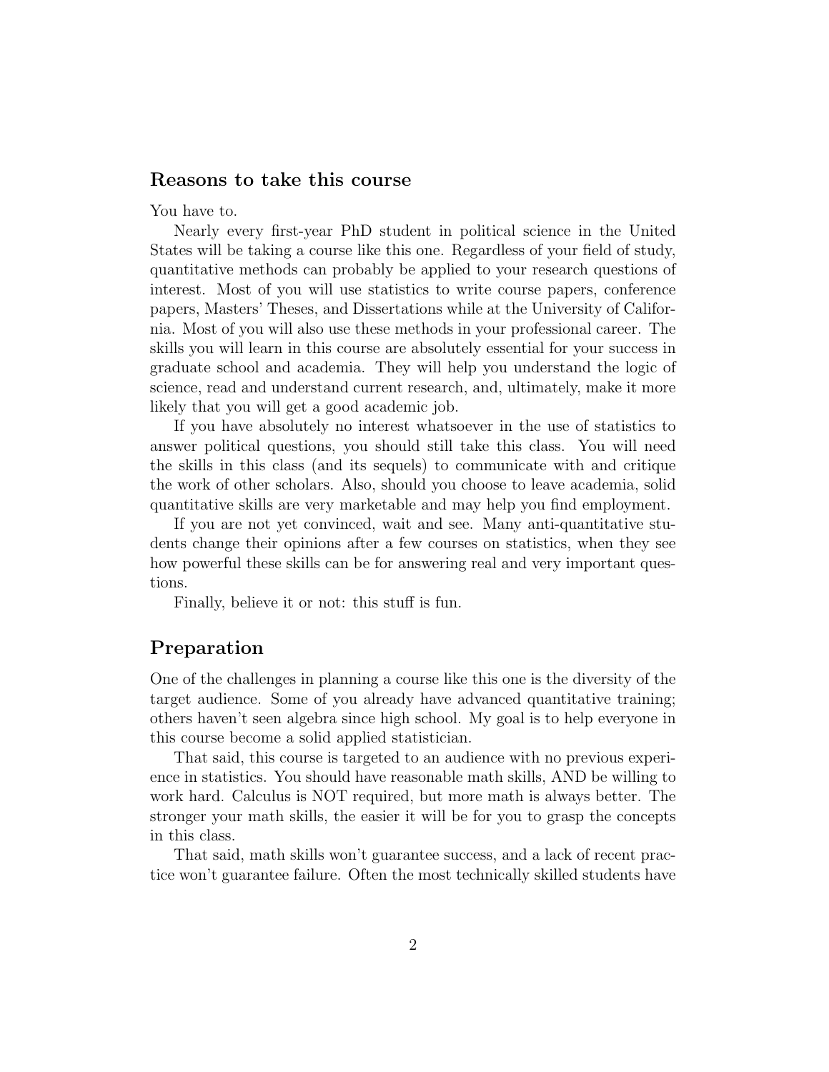## Reasons to take this course

You have to.

Nearly every first-year PhD student in political science in the United States will be taking a course like this one. Regardless of your field of study, quantitative methods can probably be applied to your research questions of interest. Most of you will use statistics to write course papers, conference papers, Masters' Theses, and Dissertations while at the University of California. Most of you will also use these methods in your professional career. The skills you will learn in this course are absolutely essential for your success in graduate school and academia. They will help you understand the logic of science, read and understand current research, and, ultimately, make it more likely that you will get a good academic job.

If you have absolutely no interest whatsoever in the use of statistics to answer political questions, you should still take this class. You will need the skills in this class (and its sequels) to communicate with and critique the work of other scholars. Also, should you choose to leave academia, solid quantitative skills are very marketable and may help you find employment.

If you are not yet convinced, wait and see. Many anti-quantitative students change their opinions after a few courses on statistics, when they see how powerful these skills can be for answering real and very important questions.

Finally, believe it or not: this stuff is fun.

## Preparation

One of the challenges in planning a course like this one is the diversity of the target audience. Some of you already have advanced quantitative training; others haven't seen algebra since high school. My goal is to help everyone in this course become a solid applied statistician.

That said, this course is targeted to an audience with no previous experience in statistics. You should have reasonable math skills, AND be willing to work hard. Calculus is NOT required, but more math is always better. The stronger your math skills, the easier it will be for you to grasp the concepts in this class.

That said, math skills won't guarantee success, and a lack of recent practice won't guarantee failure. Often the most technically skilled students have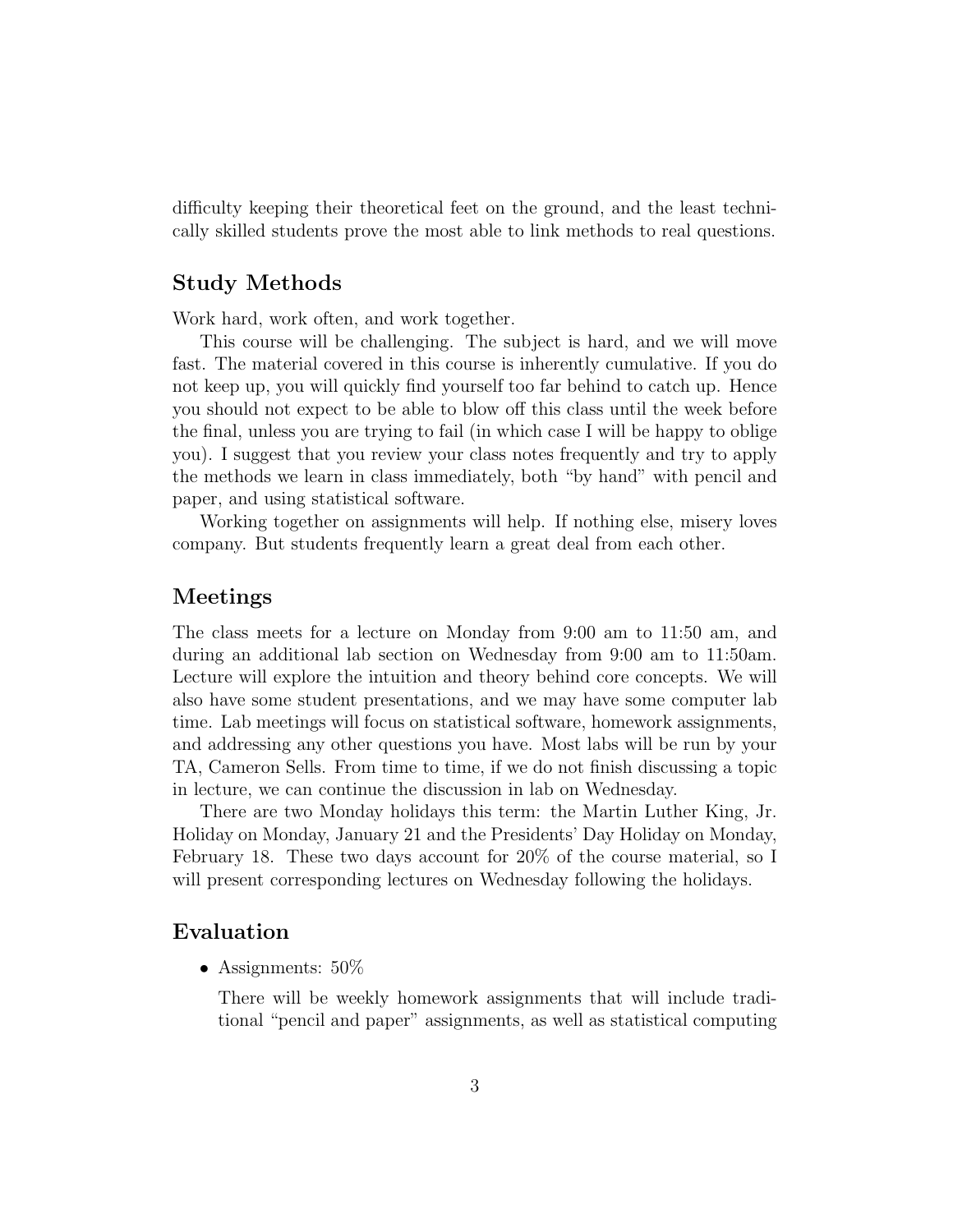difficulty keeping their theoretical feet on the ground, and the least technically skilled students prove the most able to link methods to real questions.

## Study Methods

Work hard, work often, and work together.

This course will be challenging. The subject is hard, and we will move fast. The material covered in this course is inherently cumulative. If you do not keep up, you will quickly find yourself too far behind to catch up. Hence you should not expect to be able to blow off this class until the week before the final, unless you are trying to fail (in which case I will be happy to oblige you). I suggest that you review your class notes frequently and try to apply the methods we learn in class immediately, both "by hand" with pencil and paper, and using statistical software.

Working together on assignments will help. If nothing else, misery loves company. But students frequently learn a great deal from each other.

## Meetings

The class meets for a lecture on Monday from 9:00 am to 11:50 am, and during an additional lab section on Wednesday from 9:00 am to 11:50am. Lecture will explore the intuition and theory behind core concepts. We will also have some student presentations, and we may have some computer lab time. Lab meetings will focus on statistical software, homework assignments, and addressing any other questions you have. Most labs will be run by your TA, Cameron Sells. From time to time, if we do not finish discussing a topic in lecture, we can continue the discussion in lab on Wednesday.

There are two Monday holidays this term: the Martin Luther King, Jr. Holiday on Monday, January 21 and the Presidents' Day Holiday on Monday, February 18. These two days account for 20% of the course material, so I will present corresponding lectures on Wednesday following the holidays.

## Evaluation

- Assignments: 50%

  There will be weekly homework assignments that will include traditional "pencil and paper" assignments, as well as statistical computing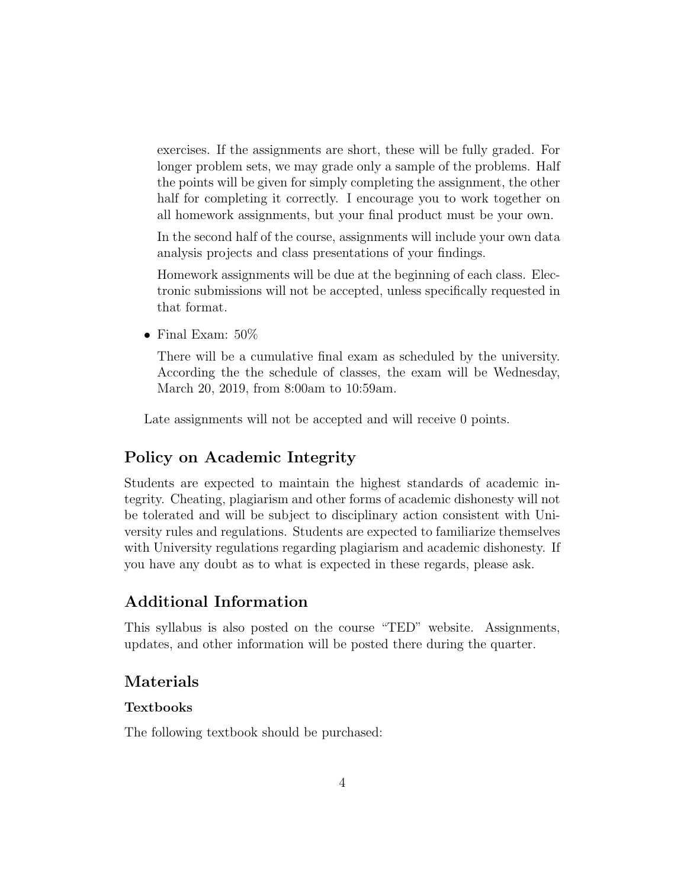exercises. If the assignments are short, these will be fully graded. For longer problem sets, we may grade only a sample of the problems. Half the points will be given for simply completing the assignment, the other half for completing it correctly. I encourage you to work together on all homework assignments, but your final product must be your own.

  In the second half of the course, assignments will include your own data analysis projects and class presentations of your findings.

  Homework assignments will be due at the beginning of each class. Electronic submissions will not be accepted, unless specifically requested in that format.

- Final Exam: 50%

  There will be a cumulative final exam as scheduled by the university. According the the schedule of classes, the exam will be Wednesday, March 20, 2019, from 8:00am to 10:59am.

Late assignments will not be accepted and will receive 0 points.

## Policy on Academic Integrity

Students are expected to maintain the highest standards of academic integrity. Cheating, plagiarism and other forms of academic dishonesty will not be tolerated and will be subject to disciplinary action consistent with University rules and regulations. Students are expected to familiarize themselves with University regulations regarding plagiarism and academic dishonesty. If you have any doubt as to what is expected in these regards, please ask.

## Additional Information

This syllabus is also posted on the course "TED" website. Assignments, updates, and other information will be posted there during the quarter.

## Materials

### Textbooks

The following textbook should be purchased: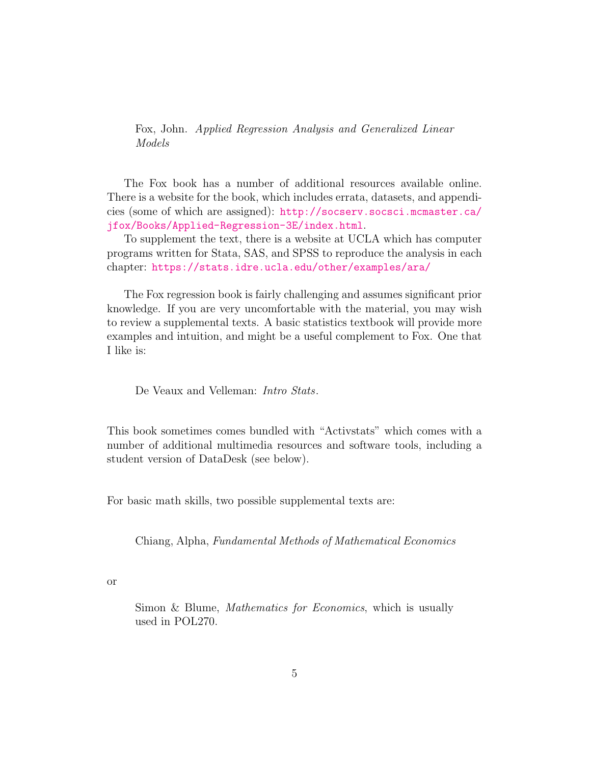Fox, John. *Applied Regression Analysis and Generalized Linear Models*

The Fox book has a number of additional resources available online. There is a website for the book, which includes errata, datasets, and appendicies (some of which are assigned): http://socserv.socsci.mcmaster.ca/jfox/Books/Applied-Regression-3E/index.html.

To supplement the text, there is a website at UCLA which has computer programs written for Stata, SAS, and SPSS to reproduce the analysis in each chapter: https://stats.idre.ucla.edu/other/examples/ara/

The Fox regression book is fairly challenging and assumes significant prior knowledge. If you are very uncomfortable with the material, you may wish to review a supplemental texts. A basic statistics textbook will provide more examples and intuition, and might be a useful complement to Fox. One that I like is:

De Veaux and Velleman: *Intro Stats*.

This book sometimes comes bundled with "Activstats" which comes with a number of additional multimedia resources and software tools, including a student version of DataDesk (see below).

For basic math skills, two possible supplemental texts are:

Chiang, Alpha, *Fundamental Methods of Mathematical Economics*

or

Simon & Blume, *Mathematics for Economics*, which is usually used in POL270.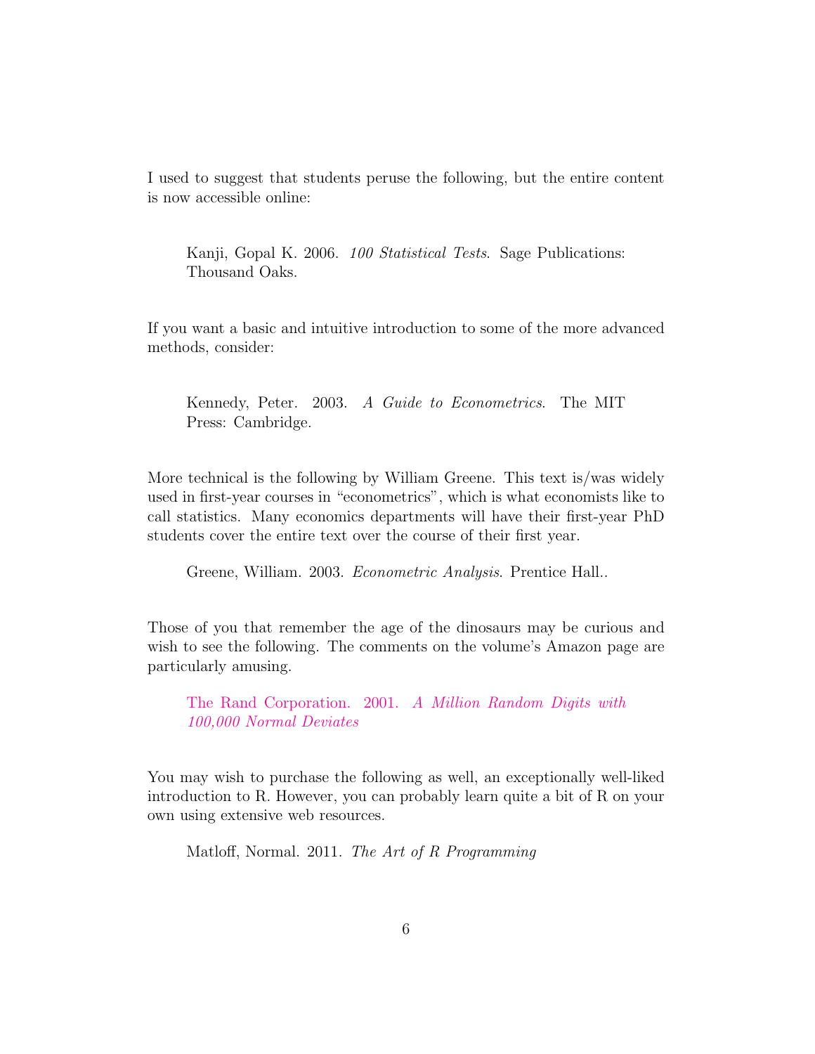I used to suggest that students peruse the following, but the entire content is now accessible online:

> Kanji, Gopal K. 2006. *100 Statistical Tests*. Sage Publications: Thousand Oaks.

If you want a basic and intuitive introduction to some of the more advanced methods, consider:

> Kennedy, Peter. 2003. *A Guide to Econometrics*. The MIT Press: Cambridge.

More technical is the following by William Greene. This text is/was widely used in first-year courses in "econometrics", which is what economists like to call statistics. Many economics departments will have their first-year PhD students cover the entire text over the course of their first year.

> Greene, William. 2003. *Econometric Analysis*. Prentice Hall..

Those of you that remember the age of the dinosaurs may be curious and wish to see the following. The comments on the volume's Amazon page are particularly amusing.

> The Rand Corporation. 2001. *A Million Random Digits with 100,000 Normal Deviates*

You may wish to purchase the following as well, an exceptionally well-liked introduction to R. However, you can probably learn quite a bit of R on your own using extensive web resources.

> Matloff, Normal. 2011. *The Art of R Programming*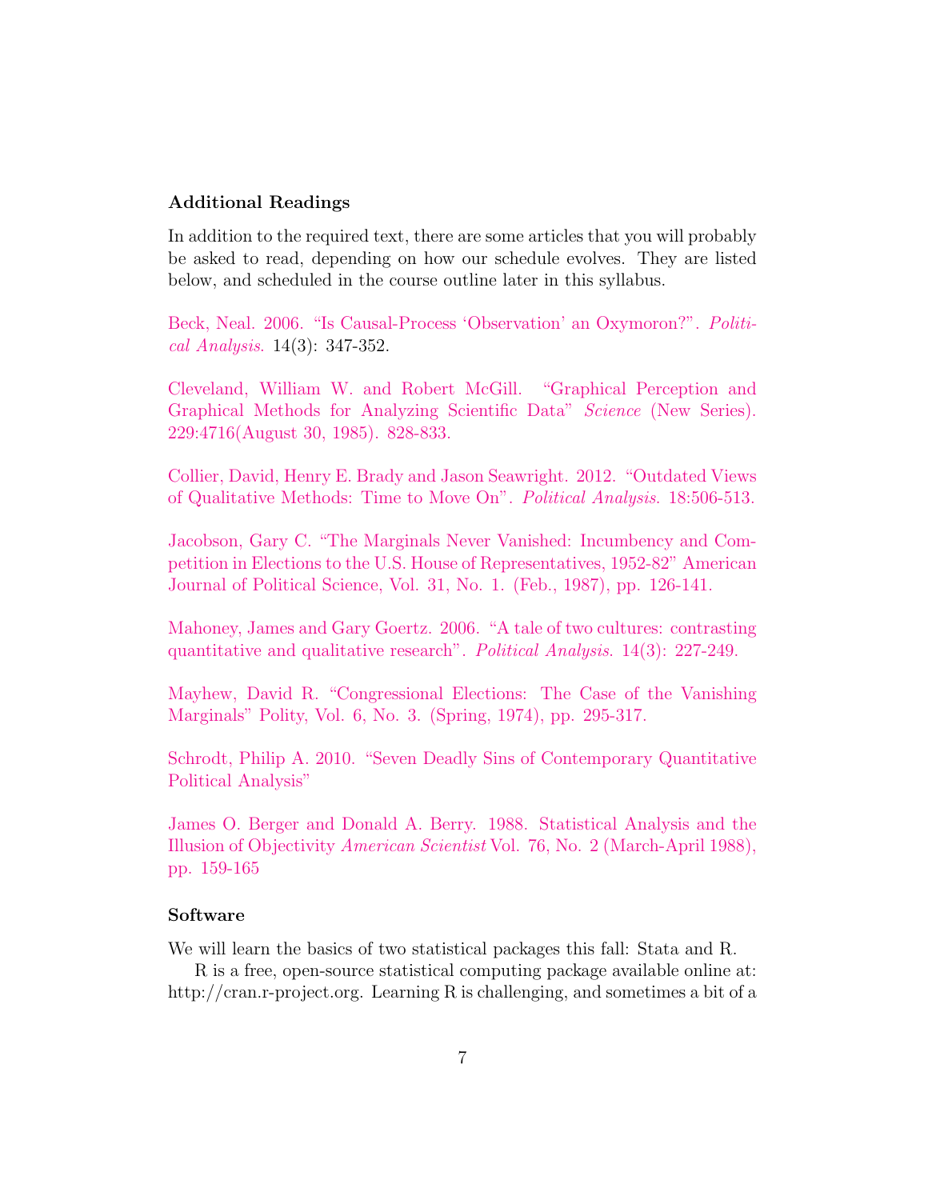### Additional Readings

In addition to the required text, there are some articles that you will probably be asked to read, depending on how our schedule evolves. They are listed below, and scheduled in the course outline later in this syllabus.

Beck, Neal. 2006. "Is Causal-Process 'Observation' an Oxymoron?". *Political Analysis*. 14(3): 347-352.

Cleveland, William W. and Robert McGill. "Graphical Perception and Graphical Methods for Analyzing Scientific Data" *Science* (New Series). 229:4716(August 30, 1985). 828-833.

Collier, David, Henry E. Brady and Jason Seawright. 2012. "Outdated Views of Qualitative Methods: Time to Move On". *Political Analysis*. 18:506-513.

Jacobson, Gary C. "The Marginals Never Vanished: Incumbency and Competition in Elections to the U.S. House of Representatives, 1952-82" American Journal of Political Science, Vol. 31, No. 1. (Feb., 1987), pp. 126-141.

Mahoney, James and Gary Goertz. 2006. "A tale of two cultures: contrasting quantitative and qualitative research". *Political Analysis*. 14(3): 227-249.

Mayhew, David R. "Congressional Elections: The Case of the Vanishing Marginals" Polity, Vol. 6, No. 3. (Spring, 1974), pp. 295-317.

Schrodt, Philip A. 2010. "Seven Deadly Sins of Contemporary Quantitative Political Analysis"

James O. Berger and Donald A. Berry. 1988. Statistical Analysis and the Illusion of Objectivity *American Scientist* Vol. 76, No. 2 (March-April 1988), pp. 159-165

### Software

We will learn the basics of two statistical packages this fall: Stata and R.

R is a free, open-source statistical computing package available online at: http://cran.r-project.org. Learning R is challenging, and sometimes a bit of a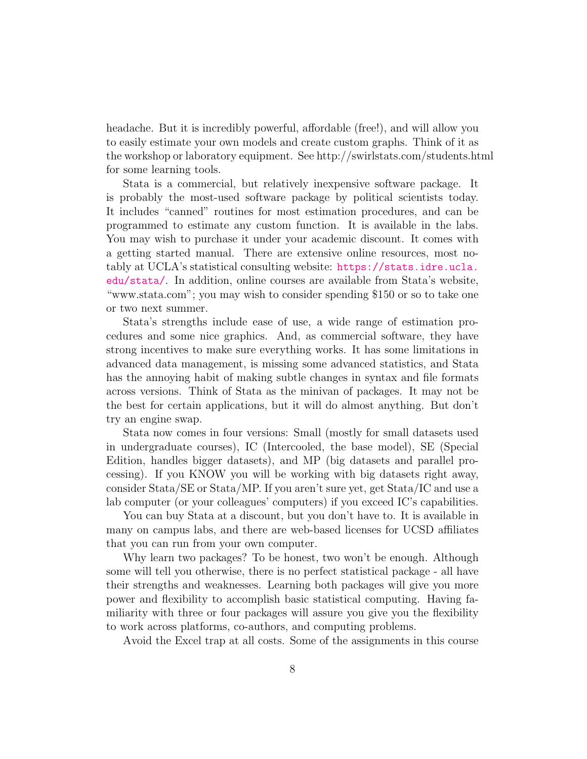headache. But it is incredibly powerful, affordable (free!), and will allow you to easily estimate your own models and create custom graphs. Think of it as the workshop or laboratory equipment. See http://swirlstats.com/students.html for some learning tools.

Stata is a commercial, but relatively inexpensive software package. It is probably the most-used software package by political scientists today. It includes "canned" routines for most estimation procedures, and can be programmed to estimate any custom function. It is available in the labs. You may wish to purchase it under your academic discount. It comes with a getting started manual. There are extensive online resources, most notably at UCLA's statistical consulting website: https://stats.idre.ucla.edu/stata/. In addition, online courses are available from Stata's website, "www.stata.com"; you may wish to consider spending $150 or so to take one or two next summer.

Stata's strengths include ease of use, a wide range of estimation procedures and some nice graphics. And, as commercial software, they have strong incentives to make sure everything works. It has some limitations in advanced data management, is missing some advanced statistics, and Stata has the annoying habit of making subtle changes in syntax and file formats across versions. Think of Stata as the minivan of packages. It may not be the best for certain applications, but it will do almost anything. But don't try an engine swap.

Stata now comes in four versions: Small (mostly for small datasets used in undergraduate courses), IC (Intercooled, the base model), SE (Special Edition, handles bigger datasets), and MP (big datasets and parallel processing). If you KNOW you will be working with big datasets right away, consider Stata/SE or Stata/MP. If you aren't sure yet, get Stata/IC and use a lab computer (or your colleagues' computers) if you exceed IC's capabilities.

You can buy Stata at a discount, but you don't have to. It is available in many on campus labs, and there are web-based licenses for UCSD affiliates that you can run from your own computer.

Why learn two packages? To be honest, two won't be enough. Although some will tell you otherwise, there is no perfect statistical package - all have their strengths and weaknesses. Learning both packages will give you more power and flexibility to accomplish basic statistical computing. Having familiarity with three or four packages will assure you give you the flexibility to work across platforms, co-authors, and computing problems.

Avoid the Excel trap at all costs. Some of the assignments in this course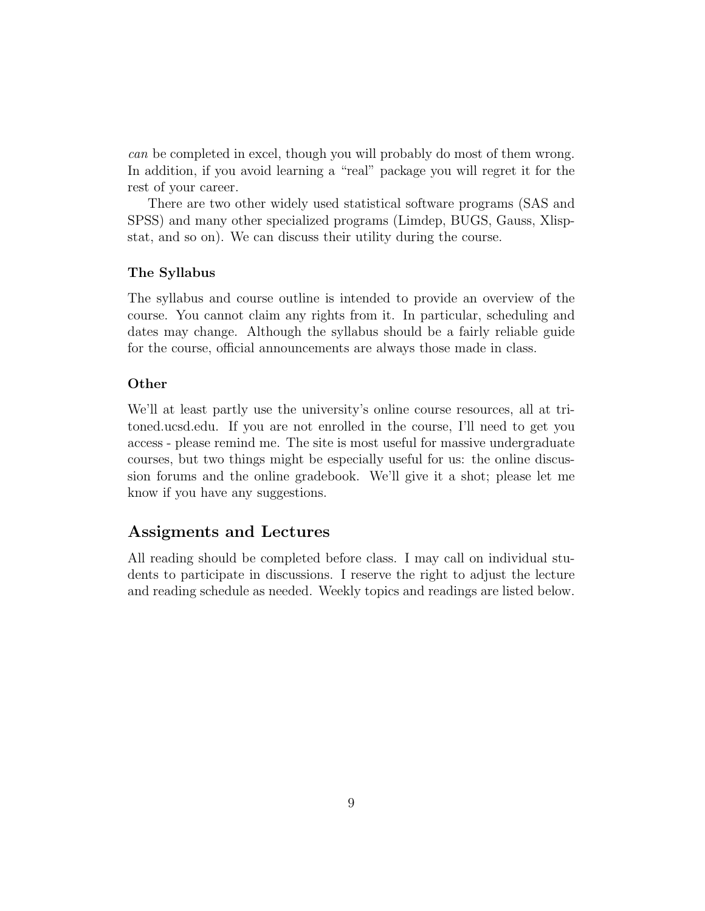*can* be completed in excel, though you will probably do most of them wrong. In addition, if you avoid learning a "real" package you will regret it for the rest of your career.

There are two other widely used statistical software programs (SAS and SPSS) and many other specialized programs (Limdep, BUGS, Gauss, Xlisp-stat, and so on). We can discuss their utility during the course.

### The Syllabus

The syllabus and course outline is intended to provide an overview of the course. You cannot claim any rights from it. In particular, scheduling and dates may change. Although the syllabus should be a fairly reliable guide for the course, official announcements are always those made in class.

### Other

We'll at least partly use the university's online course resources, all at tritoned.ucsd.edu. If you are not enrolled in the course, I'll need to get you access - please remind me. The site is most useful for massive undergraduate courses, but two things might be especially useful for us: the online discussion forums and the online gradebook. We'll give it a shot; please let me know if you have any suggestions.

## Assigments and Lectures

All reading should be completed before class. I may call on individual students to participate in discussions. I reserve the right to adjust the lecture and reading schedule as needed. Weekly topics and readings are listed below.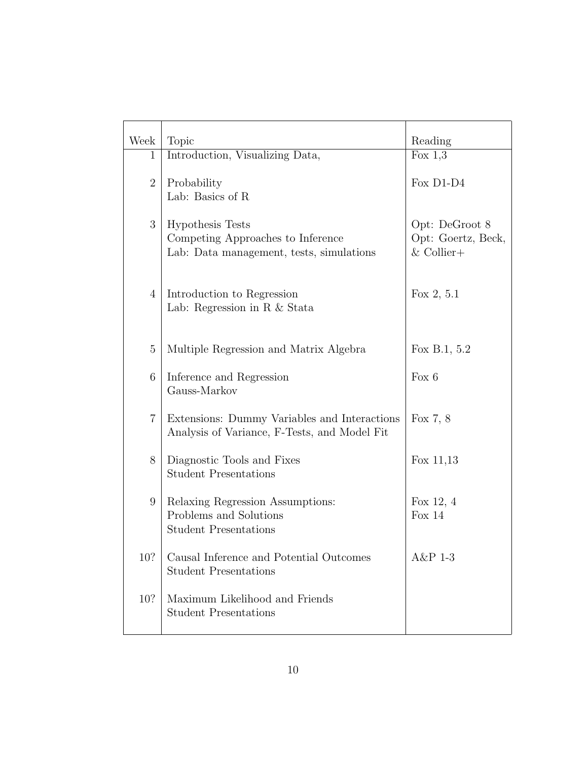| Week | Topic | Reading |
|---|---|---|
| 1 | Introduction, Visualizing Data, | Fox 1,3 |
| 2 | Probability<br>Lab: Basics of R | Fox D1-D4 |
| 3 | Hypothesis Tests<br>Competing Approaches to Inference<br>Lab: Data management, tests, simulations | Opt: DeGroot 8<br>Opt: Goertz, Beck, & Collier+ |
| 4 | Introduction to Regression<br>Lab: Regression in R & Stata | Fox 2, 5.1 |
| 5 | Multiple Regression and Matrix Algebra | Fox B.1, 5.2 |
| 6 | Inference and Regression<br>Gauss-Markov | Fox 6 |
| 7 | Extensions: Dummy Variables and Interactions<br>Analysis of Variance, F-Tests, and Model Fit | Fox 7, 8 |
| 8 | Diagnostic Tools and Fixes<br>Student Presentations | Fox 11,13 |
| 9 | Relaxing Regression Assumptions:<br>Problems and Solutions<br>Student Presentations | Fox 12, 4<br>Fox 14 |
| 10? | Causal Inference and Potential Outcomes<br>Student Presentations | A&P 1-3 |
| 10? | Maximum Likelihood and Friends<br>Student Presentations | |